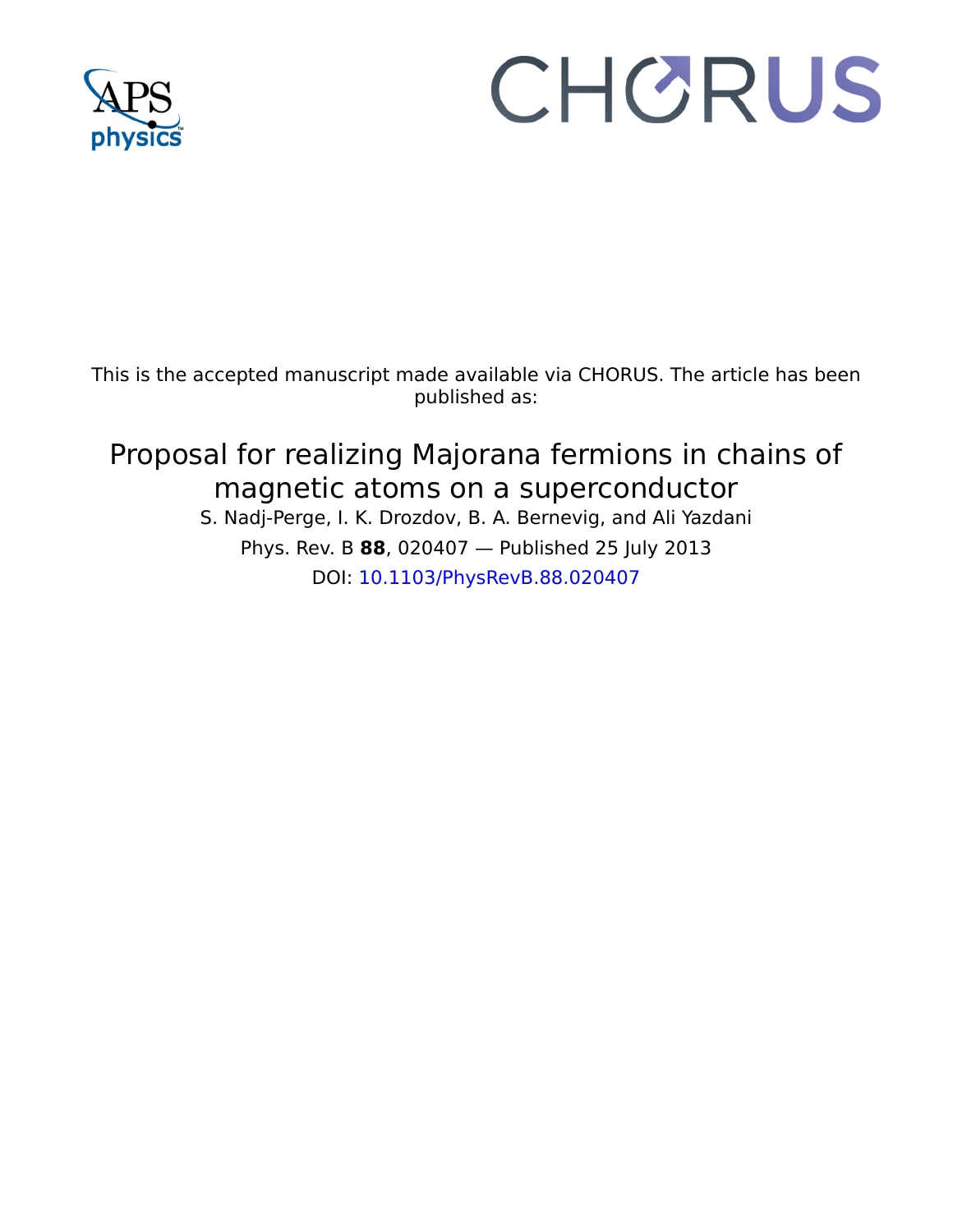This is the accepted manuscript made available via CHORUS. The article has been published as:

# Proposal for realizing Majorana fermions in chains of magnetic atoms on a superconductor

S. Nadj-Perge, I. K. Drozdov, B. A. Bernevig, and Ali Yazdani

Phys. Rev. B **88**, 020407 — Published 25 July 2013

DOI: 10.1103/PhysRevB.88.020407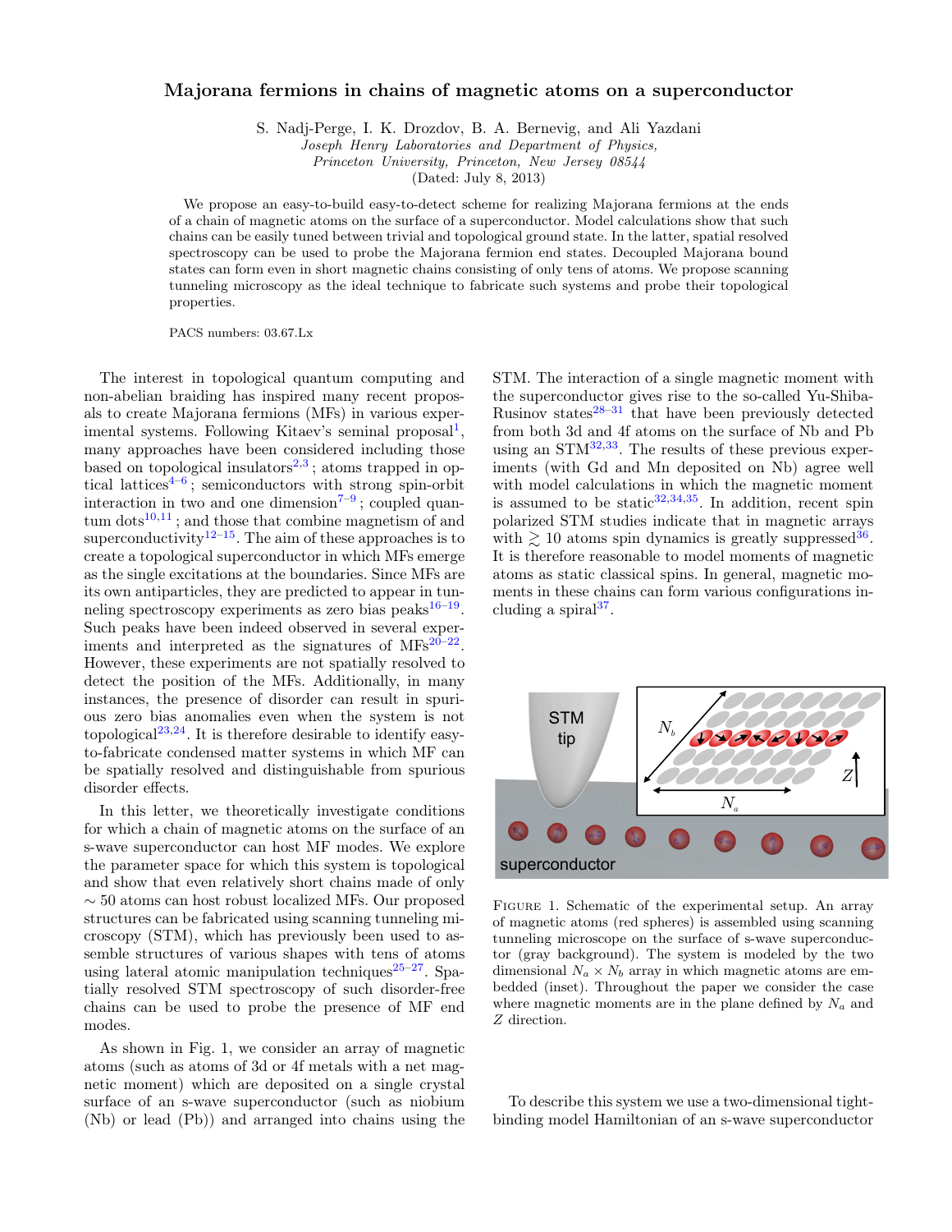# Majorana fermions in chains of magnetic atoms on a superconductor

S. Nadj-Perge, I. K. Drozdov, B. A. Bernevig, and Ali Yazdani

*Joseph Henry Laboratories and Department of Physics, Princeton University, Princeton, New Jersey 08544*

(Dated: July 8, 2013)

We propose an easy-to-build easy-to-detect scheme for realizing Majorana fermions at the ends of a chain of magnetic atoms on the surface of a superconductor. Model calculations show that such chains can be easily tuned between trivial and topological ground state. In the latter, spatial resolved spectroscopy can be used to probe the Majorana fermion end states. Decoupled Majorana bound states can form even in short magnetic chains consisting of only tens of atoms. We propose scanning tunneling microscopy as the ideal technique to fabricate such systems and probe their topological properties.

PACS numbers: 03.67.Lx

The interest in topological quantum computing and non-abelian braiding has inspired many recent proposals to create Majorana fermions (MFs) in various experimental systems. Following Kitaev's seminal proposal[1], many approaches have been considered including those based on topological insulators[2,3]; atoms trapped in optical lattices[4–6]; semiconductors with strong spin-orbit interaction in two and one dimension[7–9]; coupled quantum dots[10,11]; and those that combine magnetism of and superconductivity[12–15]. The aim of these approaches is to create a topological superconductor in which MFs emerge as the single excitations at the boundaries. Since MFs are its own antiparticles, they are predicted to appear in tunneling spectroscopy experiments as zero bias peaks[16–19]. Such peaks have been indeed observed in several experiments and interpreted as the signatures of MFs[20–22]. However, these experiments are not spatially resolved to detect the position of the MFs. Additionally, in many instances, the presence of disorder can result in spurious zero bias anomalies even when the system is not topological[23,24]. It is therefore desirable to identify easy-to-fabricate condensed matter systems in which MF can be spatially resolved and distinguishable from spurious disorder effects.

In this letter, we theoretically investigate conditions for which a chain of magnetic atoms on the surface of an s-wave superconductor can host MF modes. We explore the parameter space for which this system is topological and show that even relatively short chains made of only $\sim 50$ atoms can host robust localized MFs. Our proposed structures can be fabricated using scanning tunneling microscopy (STM), which has previously been used to assemble structures of various shapes with tens of atoms using lateral atomic manipulation techniques[25–27]. Spatially resolved STM spectroscopy of such disorder-free chains can be used to probe the presence of MF end modes.

As shown in Fig. 1, we consider an array of magnetic atoms (such as atoms of 3d or 4f metals with a net magnetic moment) which are deposited on a single crystal surface of an s-wave superconductor (such as niobium (Nb) or lead (Pb)) and arranged into chains using the STM. The interaction of a single magnetic moment with the superconductor gives rise to the so-called Yu-Shiba-Rusinov states[28–31] that have been previously detected from both 3d and 4f atoms on the surface of Nb and Pb using an STM[32,33]. The results of these previous experiments (with Gd and Mn deposited on Nb) agree well with model calculations in which the magnetic moment is assumed to be static[32,34,35]. In addition, recent spin polarized STM studies indicate that in magnetic arrays with $\gtrsim 10$ atoms spin dynamics is greatly suppressed[36]. It is therefore reasonable to model moments of magnetic atoms as static classical spins. In general, magnetic moments in these chains can form various configurations including a spiral[37].

FIGURE 1. Schematic of the experimental setup. An array of magnetic atoms (red spheres) is assembled using scanning tunneling microscope on the surface of s-wave superconductor (gray background). The system is modeled by the two dimensional $N_a \times N_b$ array in which magnetic atoms are embedded (inset). Throughout the paper we consider the case where magnetic moments are in the plane defined by $N_a$ and $Z$ direction.

To describe this system we use a two-dimensional tight-binding model Hamiltonian of an s-wave superconductor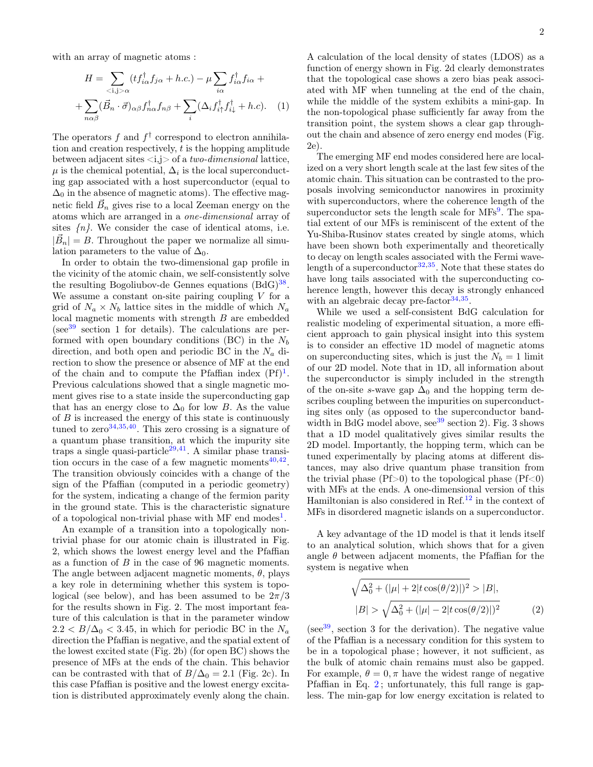with an array of magnetic atoms :

$$
\begin{aligned}
H = & \sum_{<\mathrm{i,j}>\alpha} (t f^{\dagger}_{i\alpha} f_{j\alpha} + h.c.) - \mu \sum_{i\alpha} f^{\dagger}_{i\alpha} f_{i\alpha} + \\
& + \sum_{n\alpha\beta} (\vec{B}_n \cdot \vec{\sigma})_{\alpha\beta} f^{\dagger}_{n\alpha} f_{n\beta} + \sum_{i} (\Delta_i f^{\dagger}_{i\uparrow} f^{\dagger}_{i\downarrow} + h.c). \quad (1)
\end{aligned}
$$

The operators $f$ and $f^{\dagger}$ correspond to electron annihilation and creation respectively, $t$ is the hopping amplitude between adjacent sites <i,j> of a *two-dimensional* lattice, $\mu$ is the chemical potential, $\Delta_i$ is the local superconducting gap associated with a host superconductor (equal to $\Delta_0$ in the absence of magnetic atoms). The effective magnetic field $\vec{B}_n$ gives rise to a local Zeeman energy on the atoms which are arranged in a *one-dimensional* array of sites *{n}*. We consider the case of identical atoms, i.e. $|\vec{B}_n| = B$. Throughout the paper we normalize all simulation parameters to the value of $\Delta_0$.

In order to obtain the two-dimensional gap profile in the vicinity of the atomic chain, we self-consistently solve the resulting Bogoliubov-de Gennes equations (BdG)[38]. We assume a constant on-site pairing coupling $V$ for a grid of $N_a \times N_b$ lattice sites in the middle of which $N_a$ local magnetic moments with strength $B$ are embedded (see[39] section 1 for details). The calculations are performed with open boundary conditions (BC) in the $N_b$ direction, and both open and periodic BC in the $N_a$ direction to show the presence or absence of MF at the end of the chain and to compute the Pfaffian index (Pf)[1]. Previous calculations showed that a single magnetic moment gives rise to a state inside the superconducting gap that has an energy close to $\Delta_0$ for low $B$. As the value of $B$ is increased the energy of this state is continuously tuned to zero[34,35,40]. This zero crossing is a signature of a quantum phase transition, at which the impurity site traps a single quasi-particle[29,41]. A similar phase transition occurs in the case of a few magnetic moments[40,42]. The transition obviously coincides with a change of the sign of the Pfaffian (computed in a periodic geometry) for the system, indicating a change of the fermion parity in the ground state. This is the characteristic signature of a topological non-trivial phase with MF end modes[1].

An example of a transition into a topologically non-trivial phase for our atomic chain is illustrated in Fig. 2, which shows the lowest energy level and the Pfaffian as a function of $B$ in the case of 96 magnetic moments. The angle between adjacent magnetic moments, $\theta$, plays a key role in determining whether this system is topological (see below), and has been assumed to be $2\pi/3$ for the results shown in Fig. 2. The most important feature of this calculation is that in the parameter window $2.2 < B/\Delta_0 < 3.45$, in which for periodic BC in the $N_a$ direction the Pfaffian is negative, and the spatial extent of the lowest excited state (Fig. 2b) (for open BC) shows the presence of MFs at the ends of the chain. This behavior can be contrasted with that of $B/\Delta_0 = 2.1$ (Fig. 2c). In this case Pfaffian is positive and the lowest energy excitation is distributed approximately evenly along the chain. A calculation of the local density of states (LDOS) as a function of energy shown in Fig. 2d clearly demonstrates that the topological case shows a zero bias peak associated with MF when tunneling at the end of the chain, while the middle of the system exhibits a mini-gap. In the non-topological phase sufficiently far away from the transition point, the system shows a clear gap throughout the chain and absence of zero energy end modes (Fig. 2e).

The emerging MF end modes considered here are localized on a very short length scale at the last few sites of the atomic chain. This situation can be contrasted to the proposals involving semiconductor nanowires in proximity with superconductors, where the coherence length of the superconductor sets the length scale for MFs[9]. The spatial extent of our MFs is reminiscent of the extent of the Yu-Shiba-Rusinov states created by single atoms, which have been shown both experimentally and theoretically to decay on length scales associated with the Fermi wavelength of a superconductor[32,35]. Note that these states do have long tails associated with the superconducting coherence length, however this decay is strongly enhanced with an algebraic decay pre-factor[34,35].

While we used a self-consistent BdG calculation for realistic modeling of experimental situation, a more efficient approach to gain physical insight into this system is to consider an effective 1D model of magnetic atoms on superconducting sites, which is just the $N_b = 1$ limit of our 2D model. Note that in 1D, all information about the superconductor is simply included in the strength of the on-site *s*-wave gap $\Delta_0$ and the hopping term describes coupling between the impurities on superconducting sites only (as opposed to the superconductor bandwidth in BdG model above, see[39] section 2). Fig. 3 shows that a 1D model qualitatively gives similar results the 2D model. Importantly, the hopping term, which can be tuned experimentally by placing atoms at different distances, may also drive quantum phase transition from the trivial phase (Pf>0) to the topological phase (Pf<0) with MFs at the ends. A one-dimensional version of this Hamiltonian is also considered in Ref.[12] in the context of MFs in disordered magnetic islands on a superconductor.

A key advantage of the 1D model is that it lends itself to an analytical solution, which shows that for a given angle $\theta$ between adjacent moments, the Pfaffian for the system is negative when

$$
\begin{aligned}
\sqrt{\Delta_0^2 + (|\mu| + 2|t\cos(\theta/2)|)^2} &> |B|, \\
|B| &> \sqrt{\Delta_0^2 + (|\mu| - 2|t\cos(\theta/2)|)^2} \qquad (2)
\end{aligned}
$$

(see[39], section 3 for the derivation). The negative value of the Pfaffian is a necessary condition for this system to be in a topological phase ; however, it not sufficient, as the bulk of atomic chain remains must also be gapped. For example, $\theta = 0, \pi$ have the widest range of negative Pfaffian in Eq. 2 ; unfortunately, this full range is gapless. The min-gap for low energy excitation is related to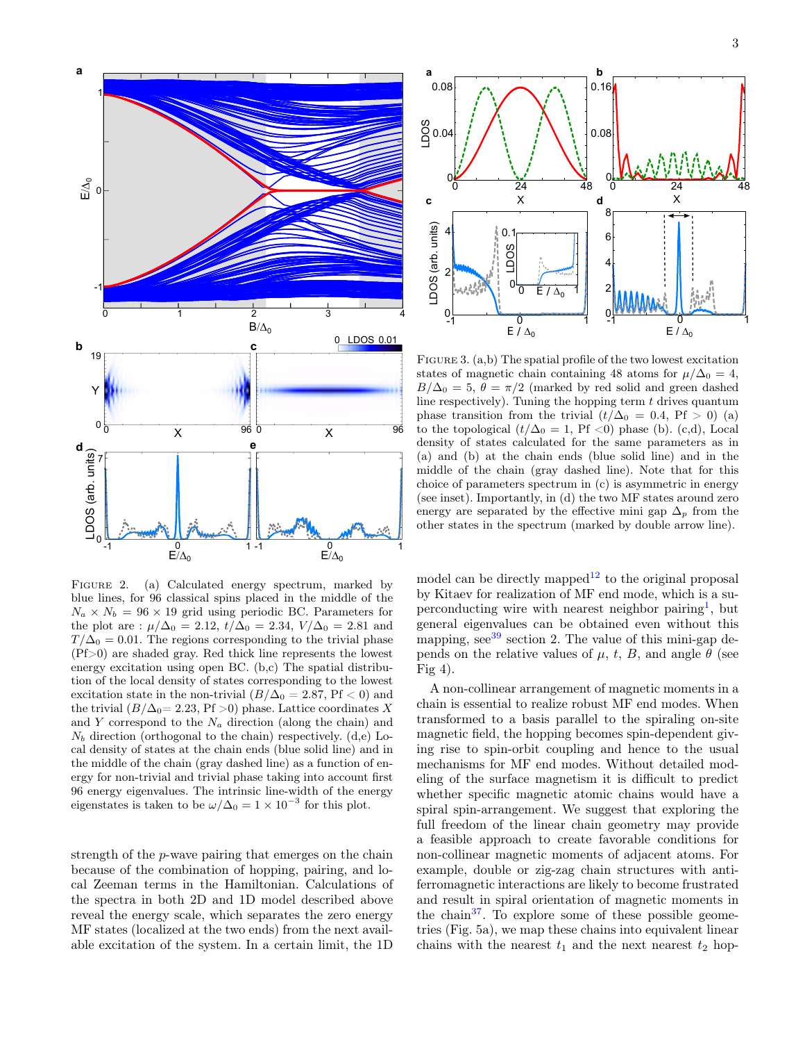FIGURE 2. (a) Calculated energy spectrum, marked by blue lines, for 96 classical spins placed in the middle of the $N_a \times N_b = 96 \times 19$ grid using periodic BC. Parameters for the plot are : $\mu/\Delta_0 = 2.12$, $t/\Delta_0 = 2.34$, $V/\Delta_0 = 2.81$ and $T/\Delta_0 = 0.01$. The regions corresponding to the trivial phase (Pf>0) are shaded gray. Red thick line represents the lowest energy excitation using open BC. (b,c) The spatial distribution of the local density of states corresponding to the lowest excitation state in the non-trivial ($B/\Delta_0 = 2.87$, Pf $< 0$) and the trivial ($B/\Delta_0$= 2.23, Pf >0) phase. Lattice coordinates $X$ and $Y$ correspond to the $N_a$ direction (along the chain) and $N_b$ direction (orthogonal to the chain) respectively. (d,e) Local density of states at the chain ends (blue solid line) and in the middle of the chain (gray dashed line) as a function of energy for non-trivial and trivial phase taking into account first 96 energy eigenvalues. The intrinsic line-width of the energy eigenstates is taken to be $\omega/\Delta_0 = 1 \times 10^{-3}$ for this plot.

FIGURE 3. (a,b) The spatial profile of the two lowest excitation states of magnetic chain containing 48 atoms for $\mu/\Delta_0 = 4$, $B/\Delta_0 = 5$, $\theta = \pi/2$ (marked by red solid and green dashed line respectively). Tuning the hopping term $t$ drives quantum phase transition from the trivial ($t/\Delta_0 = 0.4$, Pf $> 0$) (a) to the topological ($t/\Delta_0 = 1$, Pf $<0$) phase (b). (c,d), Local density of states calculated for the same parameters as in (a) and (b) at the chain ends (blue solid line) and in the middle of the chain (gray dashed line). Note that for this choice of parameters spectrum in (c) is asymmetric in energy (see inset). Importantly, in (d) the two MF states around zero energy are separated by the effective mini gap $\Delta_p$ from the other states in the spectrum (marked by double arrow line).

strength of the $p$-wave pairing that emerges on the chain because of the combination of hopping, pairing, and local Zeeman terms in the Hamiltonian. Calculations of the spectra in both 2D and 1D model described above reveal the energy scale, which separates the zero energy MF states (localized at the two ends) from the next available excitation of the system. In a certain limit, the 1D model can be directly mapped[12] to the original proposal by Kitaev for realization of MF end mode, which is a superconducting wire with nearest neighbor pairing[1], but general eigenvalues can be obtained even without this mapping, see[39] section 2. The value of this mini-gap depends on the relative values of $\mu$, $t$, $B$, and angle $\theta$ (see Fig 4).

A non-collinear arrangement of magnetic moments in a chain is essential to realize robust MF end modes. When transformed to a basis parallel to the spiraling on-site magnetic field, the hopping becomes spin-dependent giving rise to spin-orbit coupling and hence to the usual mechanisms for MF end modes. Without detailed modeling of the surface magnetism it is difficult to predict whether specific magnetic atomic chains would have a spiral spin-arrangement. We suggest that exploring the full freedom of the linear chain geometry may provide a feasible approach to create favorable conditions for non-collinear magnetic moments of adjacent atoms. For example, double or zig-zag chain structures with antiferromagnetic interactions are likely to become frustrated and result in spiral orientation of magnetic moments in the chain[37]. To explore some of these possible geometries (Fig. 5a), we map these chains into equivalent linear chains with the nearest $t_1$ and the next nearest $t_2$ hop-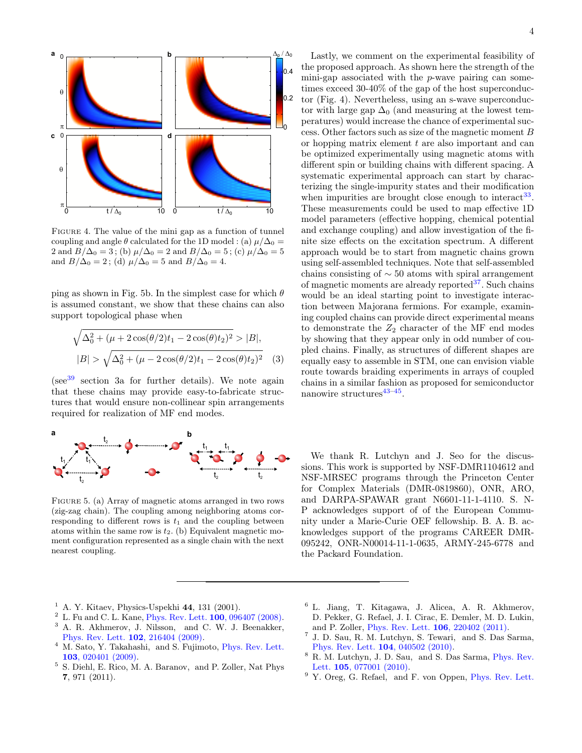FIGURE 4. The value of the mini gap as a function of tunnel coupling and angle $\theta$ calculated for the 1D model : (a) $\mu/\Delta_0 = 2$ and $B/\Delta_0 = 3$ ; (b) $\mu/\Delta_0 = 2$ and $B/\Delta_0 = 5$ ; (c) $\mu/\Delta_0 = 5$ and $B/\Delta_0 = 2$ ; (d) $\mu/\Delta_0 = 5$ and $B/\Delta_0 = 4$.

ping as shown in Fig. 5b. In the simplest case for which $\theta$ is assumed constant, we show that these chains can also support topological phase when

$$\sqrt{\Delta_0^2 + (\mu + 2\cos(\theta/2)t_1 - 2\cos(\theta)t_2)^2} > |B|,$$
$$|B| > \sqrt{\Delta_0^2 + (\mu - 2\cos(\theta/2)t_1 - 2\cos(\theta)t_2)^2} \quad (3)$$

(see[39] section 3a for further details). We note again that these chains may provide easy-to-fabricate structures that would ensure non-collinear spin arrangements required for realization of MF end modes.

FIGURE 5. (a) Array of magnetic atoms arranged in two rows (zig-zag chain). The coupling among neighboring atoms corresponding to different rows is $t_1$ and the coupling between atoms within the same row is $t_2$. (b) Equivalent magnetic moment configuration represented as a single chain with the next nearest coupling.

Lastly, we comment on the experimental feasibility of the proposed approach. As shown here the strength of the mini-gap associated with the $p$-wave pairing can sometimes exceed 30-40% of the gap of the host superconductor (Fig. 4). Nevertheless, using an s-wave superconductor with large gap $\Delta_0$ (and measuring at the lowest temperatures) would increase the chance of experimental success. Other factors such as size of the magnetic moment $B$ or hopping matrix element $t$ are also important and can be optimized experimentally using magnetic atoms with different spin or building chains with different spacing. A systematic experimental approach can start by characterizing the single-impurity states and their modification when impurities are brought close enough to interact[33]. These measurements could be used to map effective 1D model parameters (effective hopping, chemical potential and exchange coupling) and allow investigation of the finite size effects on the excitation spectrum. A different approach would be to start from magnetic chains grown using self-assembled techniques. Note that self-assembled chains consisting of $\sim 50$ atoms with spiral arrangement of magnetic moments are already reported[37]. Such chains would be an ideal starting point to investigate interaction between Majorana fermions. For example, examining coupled chains can provide direct experimental means to demonstrate the $Z_2$ character of the MF end modes by showing that they appear only in odd number of coupled chains. Finally, as structures of different shapes are equally easy to assemble in STM, one can envision viable route towards braiding experiments in arrays of coupled chains in a similar fashion as proposed for semiconductor nanowire structures[43–45].

We thank R. Lutchyn and J. Seo for the discussions. This work is supported by NSF-DMR1104612 and NSF-MRSEC programs through the Princeton Center for Complex Materials (DMR-0819860), ONR, ARO, and DARPA-SPAWAR grant N6601-11-1-4110. S. N-P acknowledges support of of the European Community under a Marie-Curie OEF fellowship. B. A. B. acknowledges support of the programs CAREER DMR-095242, ONR-N00014-11-1-0635, ARMY-245-6778 and the Packard Foundation.

---

1. A. Y. Kitaev, Physics-Uspekhi **44**, 131 (2001).
2. L. Fu and C. L. Kane, Phys. Rev. Lett. **100**, 096407 (2008).
3. A. R. Akhmerov, J. Nilsson, and C. W. J. Beenakker, Phys. Rev. Lett. **102**, 216404 (2009).
4. M. Sato, Y. Takahashi, and S. Fujimoto, Phys. Rev. Lett. **103**, 020401 (2009).
5. S. Diehl, E. Rico, M. A. Baranov, and P. Zoller, Nat Phys **7**, 971 (2011).
6. L. Jiang, T. Kitagawa, J. Alicea, A. R. Akhmerov, D. Pekker, G. Refael, J. I. Cirac, E. Demler, M. D. Lukin, and P. Zoller, Phys. Rev. Lett. **106**, 220402 (2011).
7. J. D. Sau, R. M. Lutchyn, S. Tewari, and S. Das Sarma, Phys. Rev. Lett. **104**, 040502 (2010).
8. R. M. Lutchyn, J. D. Sau, and S. Das Sarma, Phys. Rev. Lett. **105**, 077001 (2010).
9. Y. Oreg, G. Refael, and F. von Oppen, Phys. Rev. Lett.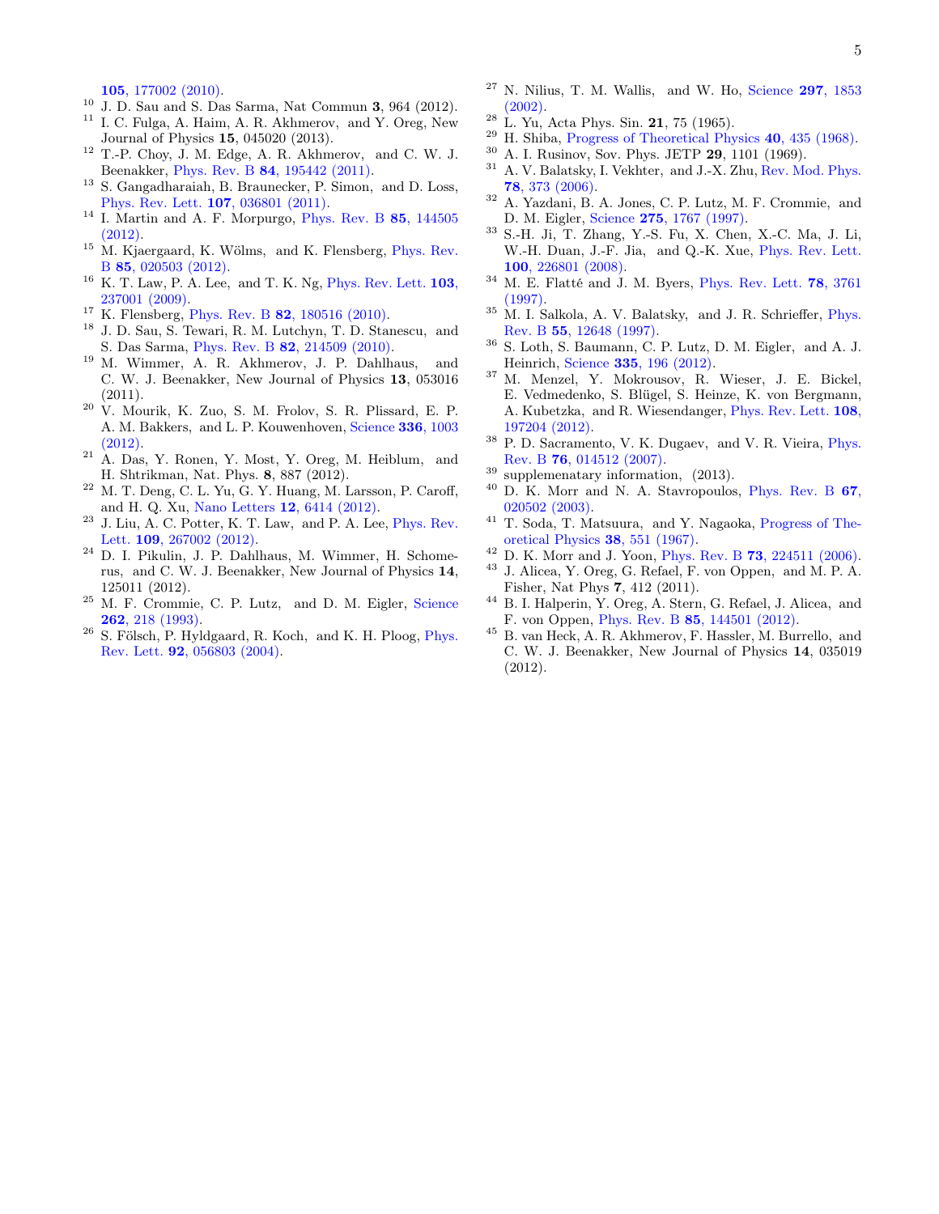105, 177002 (2010).

[10] J. D. Sau and S. Das Sarma, Nat Commun **3**, 964 (2012).

[11] I. C. Fulga, A. Haim, A. R. Akhmerov, and Y. Oreg, New Journal of Physics **15**, 045020 (2013).

[12] T.-P. Choy, J. M. Edge, A. R. Akhmerov, and C. W. J. Beenakker, Phys. Rev. B **84**, 195442 (2011).

[13] S. Gangadharaiah, B. Braunecker, P. Simon, and D. Loss, Phys. Rev. Lett. **107**, 036801 (2011).

[14] I. Martin and A. F. Morpurgo, Phys. Rev. B **85**, 144505 (2012).

[15] M. Kjaergaard, K. Wölms, and K. Flensberg, Phys. Rev. B **85**, 020503 (2012).

[16] K. T. Law, P. A. Lee, and T. K. Ng, Phys. Rev. Lett. **103**, 237001 (2009).

[17] K. Flensberg, Phys. Rev. B **82**, 180516 (2010).

[18] J. D. Sau, S. Tewari, R. M. Lutchyn, T. D. Stanescu, and S. Das Sarma, Phys. Rev. B **82**, 214509 (2010).

[19] M. Wimmer, A. R. Akhmerov, J. P. Dahlhaus, and C. W. J. Beenakker, New Journal of Physics **13**, 053016 (2011).

[20] V. Mourik, K. Zuo, S. M. Frolov, S. R. Plissard, E. P. A. M. Bakkers, and L. P. Kouwenhoven, Science **336**, 1003 (2012).

[21] A. Das, Y. Ronen, Y. Most, Y. Oreg, M. Heiblum, and H. Shtrikman, Nat. Phys. **8**, 887 (2012).

[22] M. T. Deng, C. L. Yu, G. Y. Huang, M. Larsson, P. Caroff, and H. Q. Xu, Nano Letters **12**, 6414 (2012).

[23] J. Liu, A. C. Potter, K. T. Law, and P. A. Lee, Phys. Rev. Lett. **109**, 267002 (2012).

[24] D. I. Pikulin, J. P. Dahlhaus, M. Wimmer, H. Schomerus, and C. W. J. Beenakker, New Journal of Physics **14**, 125011 (2012).

[25] M. F. Crommie, C. P. Lutz, and D. M. Eigler, Science **262**, 218 (1993).

[26] S. Fölsch, P. Hyldgaard, R. Koch, and K. H. Ploog, Phys. Rev. Lett. **92**, 056803 (2004).

[27] N. Nilius, T. M. Wallis, and W. Ho, Science **297**, 1853 (2002).

[28] L. Yu, Acta Phys. Sin. **21**, 75 (1965).

[29] H. Shiba, Progress of Theoretical Physics **40**, 435 (1968).

[30] A. I. Rusinov, Sov. Phys. JETP **29**, 1101 (1969).

[31] A. V. Balatsky, I. Vekhter, and J.-X. Zhu, Rev. Mod. Phys. **78**, 373 (2006).

[32] A. Yazdani, B. A. Jones, C. P. Lutz, M. F. Crommie, and D. M. Eigler, Science **275**, 1767 (1997).

[33] S.-H. Ji, T. Zhang, Y.-S. Fu, X. Chen, X.-C. Ma, J. Li, W.-H. Duan, J.-F. Jia, and Q.-K. Xue, Phys. Rev. Lett. **100**, 226801 (2008).

[34] M. E. Flatté and J. M. Byers, Phys. Rev. Lett. **78**, 3761 (1997).

[35] M. I. Salkola, A. V. Balatsky, and J. R. Schrieffer, Phys. Rev. B **55**, 12648 (1997).

[36] S. Loth, S. Baumann, C. P. Lutz, D. M. Eigler, and A. J. Heinrich, Science **335**, 196 (2012).

[37] M. Menzel, Y. Mokrousov, R. Wieser, J. E. Bickel, E. Vedmedenko, S. Blügel, S. Heinze, K. von Bergmann, A. Kubetzka, and R. Wiesendanger, Phys. Rev. Lett. **108**, 197204 (2012).

[38] P. D. Sacramento, V. K. Dugaev, and V. R. Vieira, Phys. Rev. B **76**, 014512 (2007).

[39] supplemenatary information, (2013).

[40] D. K. Morr and N. A. Stavropoulos, Phys. Rev. B **67**, 020502 (2003).

[41] T. Soda, T. Matsuura, and Y. Nagaoka, Progress of Theoretical Physics **38**, 551 (1967).

[42] D. K. Morr and J. Yoon, Phys. Rev. B **73**, 224511 (2006).

[43] J. Alicea, Y. Oreg, G. Refael, F. von Oppen, and M. P. A. Fisher, Nat Phys **7**, 412 (2011).

[44] B. I. Halperin, Y. Oreg, A. Stern, G. Refael, J. Alicea, and F. von Oppen, Phys. Rev. B **85**, 144501 (2012).

[45] B. van Heck, A. R. Akhmerov, F. Hassler, M. Burrello, and C. W. J. Beenakker, New Journal of Physics **14**, 035019 (2012).